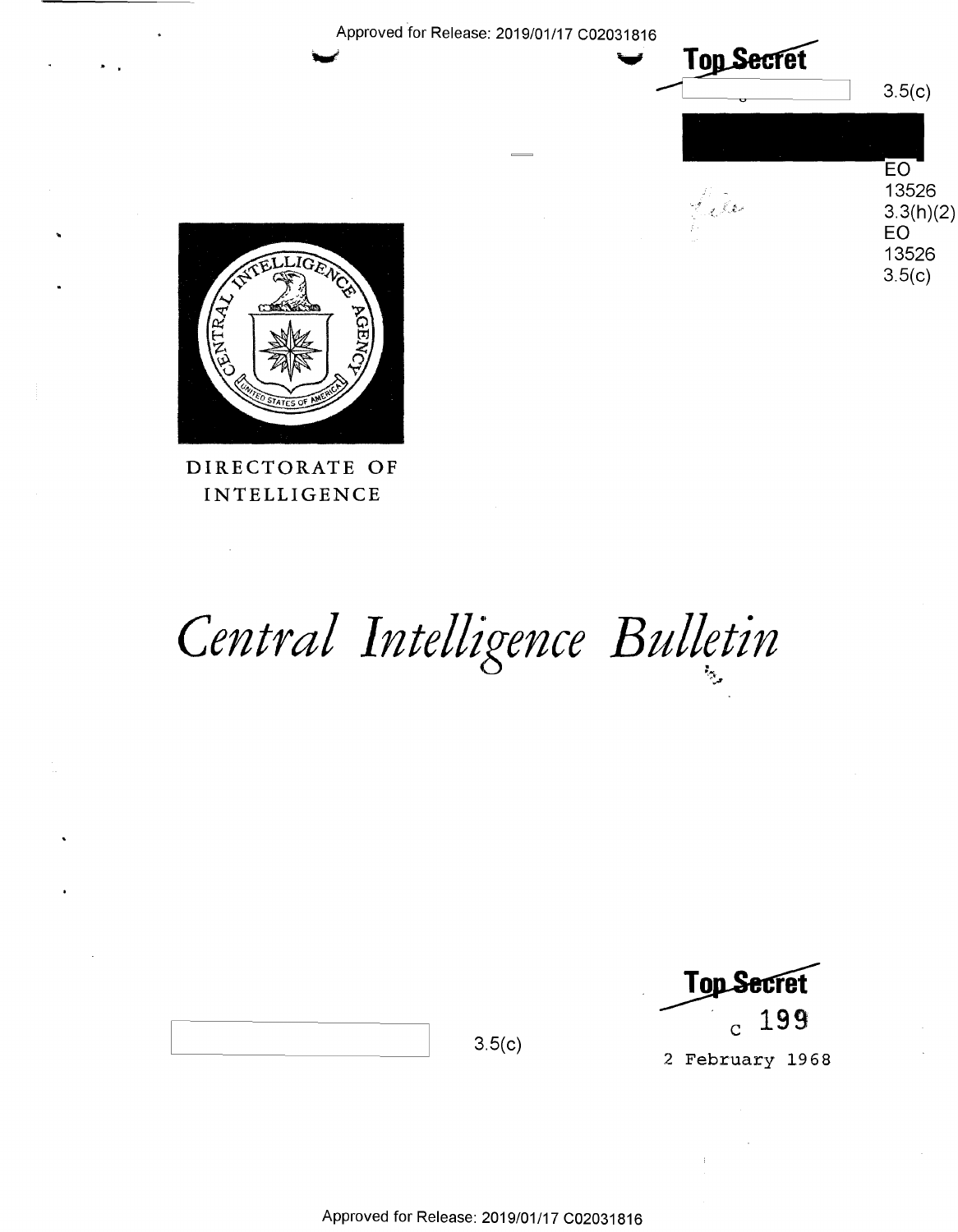Approved for Release: 2019/01/17 C02031816

**Top Secret**

3.5(c)

EO 13526 3.3(h)(2)
EO 13526 3.5(c)

DIRECTORATE OF INTELLIGENCE

# *Central Intelligence Bulletin*

3.5(c)

**Top Secret**

c 199

2 February 1968

Approved for Release: 2019/01/17 C02031816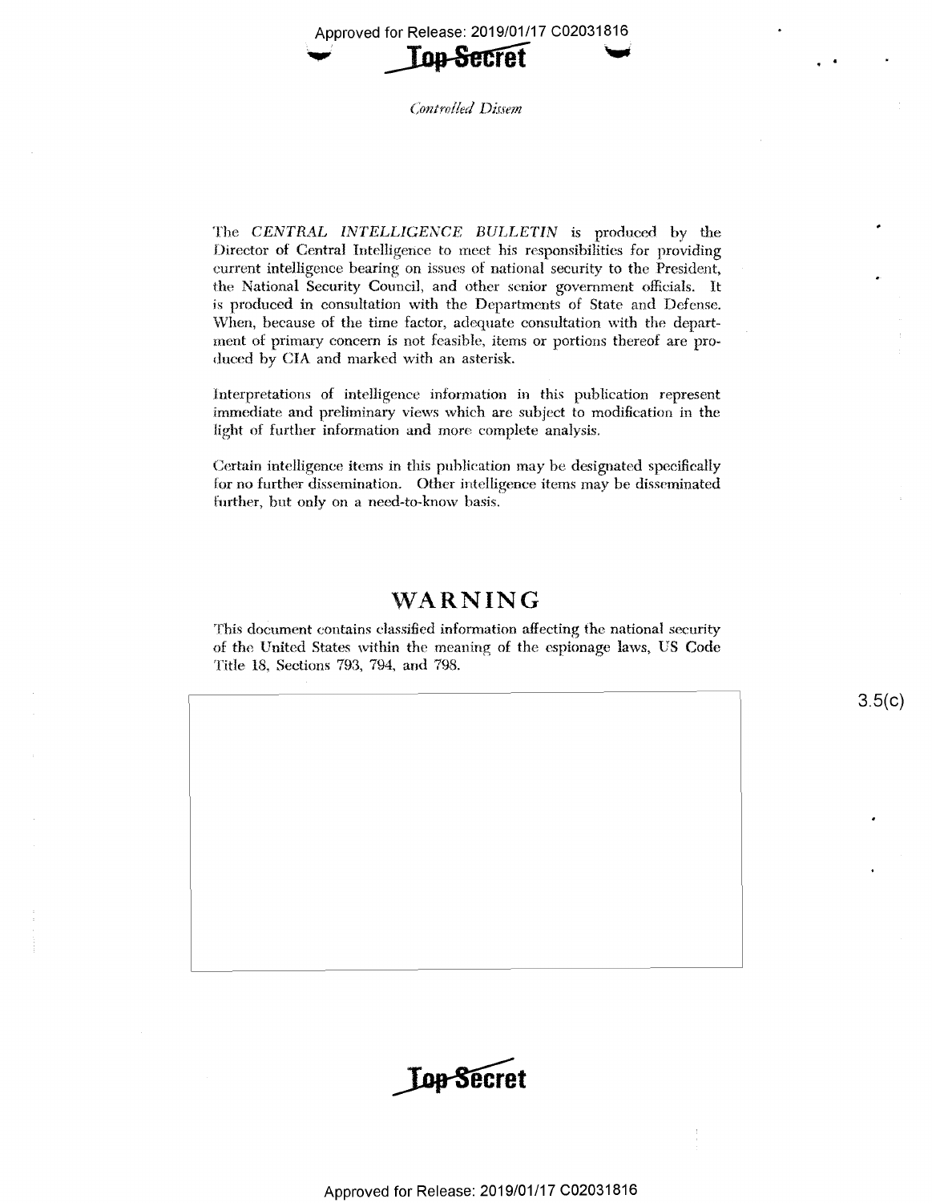*Controlled Dissem*

The *CENTRAL INTELLIGENCE BULLETIN* is produced by the Director of Central Intelligence to meet his responsibilities for providing current intelligence bearing on issues of national security to the President, the National Security Council, and other senior government officials. It is produced in consultation with the Departments of State and Defense. When, because of the time factor, adequate consultation with the department of primary concern is not feasible, items or portions thereof are produced by CIA and marked with an asterisk.

Interpretations of intelligence information in this publication represent immediate and preliminary views which are subject to modification in the light of further information and more complete analysis.

Certain intelligence items in this publication may be designated specifically for no further dissemination. Other intelligence items may be disseminated further, but only on a need-to-know basis.

## WARNING

This document contains classified information affecting the national security of the United States within the meaning of the espionage laws, US Code Title 18, Sections 793, 794, and 798.

3.5(c)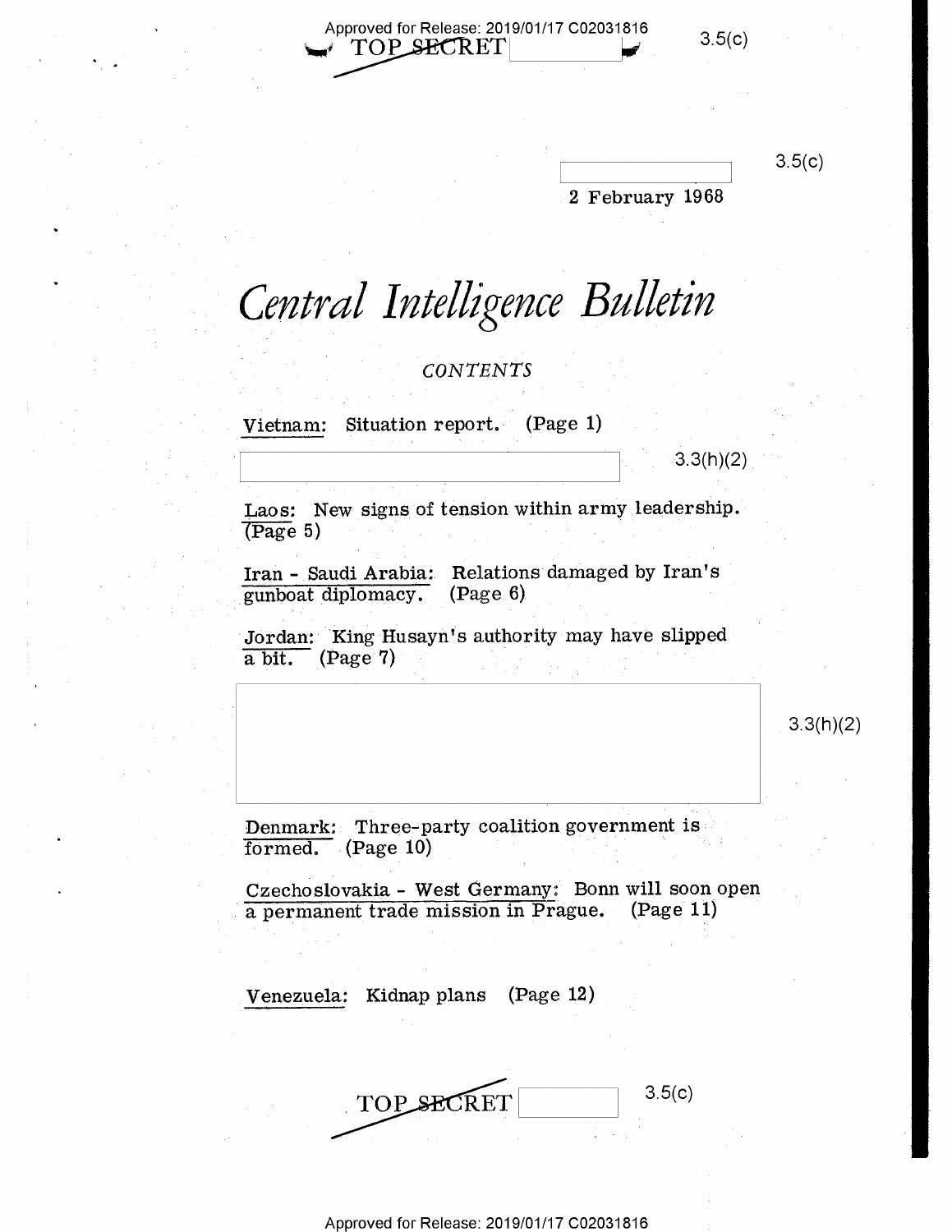TOP SECRET

3.5(c)

3.5(c)

2 February 1968

# *Central Intelligence Bulletin*

*CONTENTS*

Vietnam: Situation report. (Page 1)

3.3(h)(2)

Laos: New signs of tension within army leadership. (Page 5)

Iran - Saudi Arabia: Relations damaged by Iran's gunboat diplomacy. (Page 6)

Jordan: King Husayn's authority may have slipped a bit. (Page 7)

3.3(h)(2)

Denmark: Three-party coalition government is formed. (Page 10)

Czechoslovakia - West Germany: Bonn will soon open a permanent trade mission in Prague. (Page 11)

Venezuela: Kidnap plans (Page 12)

TOP SECRET

3.5(c)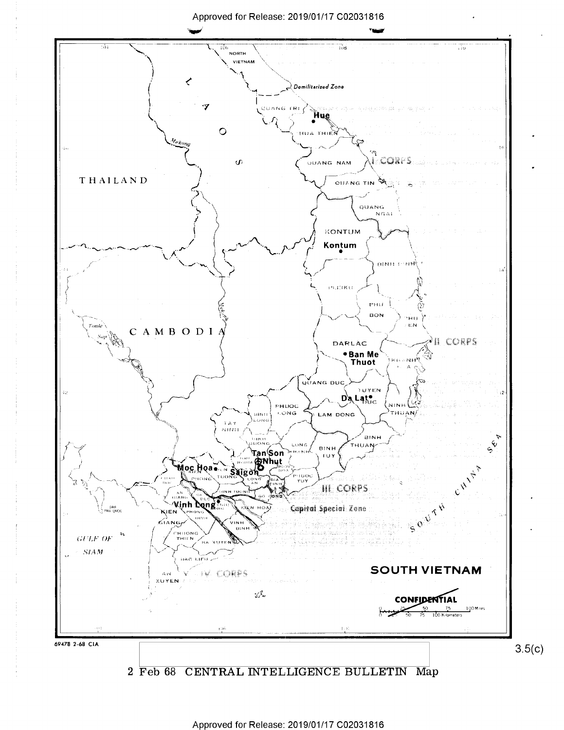SOUTH VIETNAM

CONFIDENTIAL

69478 2-68 CIA

3.5(c)

2 Feb 68 CENTRAL INTELLIGENCE BULLETIN Map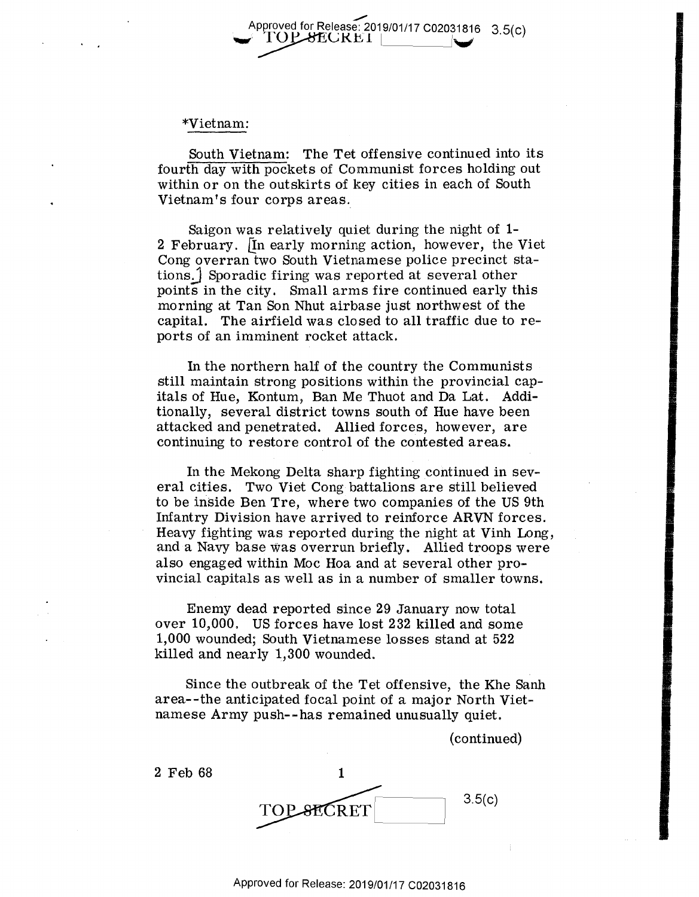*Vietnam:

South Vietnam: The Tet offensive continued into its fourth day with pockets of Communist forces holding out within or on the outskirts of key cities in each of South Vietnam's four corps areas.

Saigon was relatively quiet during the night of 1-2 February. [In early morning action, however, the Viet Cong overran two South Vietnamese police precinct stations.] Sporadic firing was reported at several other points in the city. Small arms fire continued early this morning at Tan Son Nhut airbase just northwest of the capital. The airfield was closed to all traffic due to reports of an imminent rocket attack.

In the northern half of the country the Communists still maintain strong positions within the provincial capitals of Hue, Kontum, Ban Me Thuot and Da Lat. Additionally, several district towns south of Hue have been attacked and penetrated. Allied forces, however, are continuing to restore control of the contested areas.

In the Mekong Delta sharp fighting continued in several cities. Two Viet Cong battalions are still believed to be inside Ben Tre, where two companies of the US 9th Infantry Division have arrived to reinforce ARVN forces. Heavy fighting was reported during the night at Vinh Long, and a Navy base was overrun briefly. Allied troops were also engaged within Moc Hoa and at several other provincial capitals as well as in a number of smaller towns.

Enemy dead reported since 29 January now total over 10,000. US forces have lost 232 killed and some 1,000 wounded; South Vietnamese losses stand at 522 killed and nearly 1,300 wounded.

Since the outbreak of the Tet offensive, the Khe Sanh area--the anticipated focal point of a major North Vietnamese Army push--has remained unusually quiet.

(continued)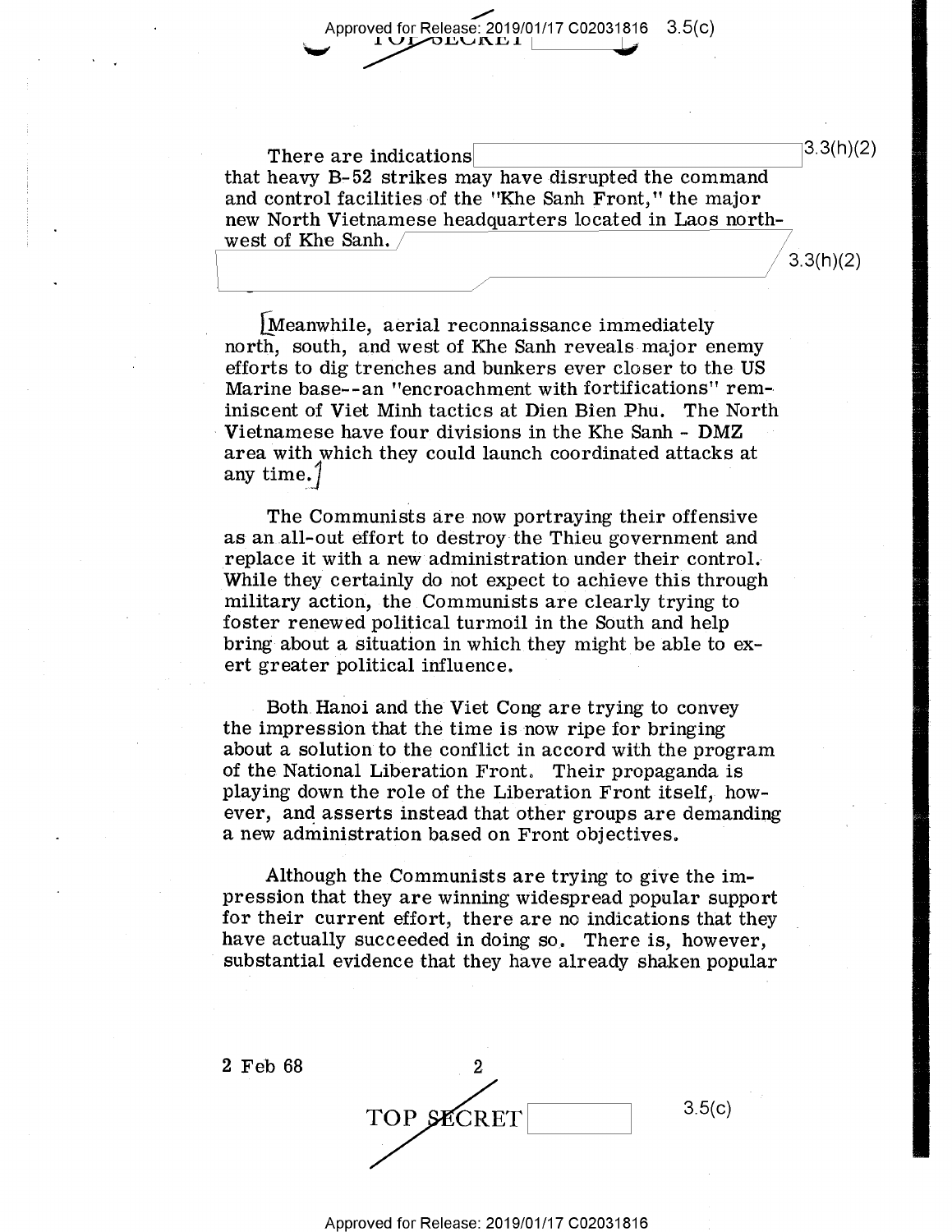There are indications [3.3(h)(2)] that heavy B-52 strikes may have disrupted the command and control facilities of the "Khe Sanh Front," the major new North Vietnamese headquarters located in Laos northwest of Khe Sanh. [3.3(h)(2)]

[Meanwhile, aerial reconnaissance immediately north, south, and west of Khe Sanh reveals major enemy efforts to dig trenches and bunkers ever closer to the US Marine base--an "encroachment with fortifications" reminiscent of Viet Minh tactics at Dien Bien Phu. The North Vietnamese have four divisions in the Khe Sanh - DMZ area with which they could launch coordinated attacks at any time.]

The Communists are now portraying their offensive as an all-out effort to destroy the Thieu government and replace it with a new administration under their control. While they certainly do not expect to achieve this through military action, the Communists are clearly trying to foster renewed political turmoil in the South and help bring about a situation in which they might be able to exert greater political influence.

Both Hanoi and the Viet Cong are trying to convey the impression that the time is now ripe for bringing about a solution to the conflict in accord with the program of the National Liberation Front. Their propaganda is playing down the role of the Liberation Front itself, however, and asserts instead that other groups are demanding a new administration based on Front objectives.

Although the Communists are trying to give the impression that they are winning widespread popular support for their current effort, there are no indications that they have actually succeeded in doing so. There is, however, substantial evidence that they have already shaken popular

2 Feb 68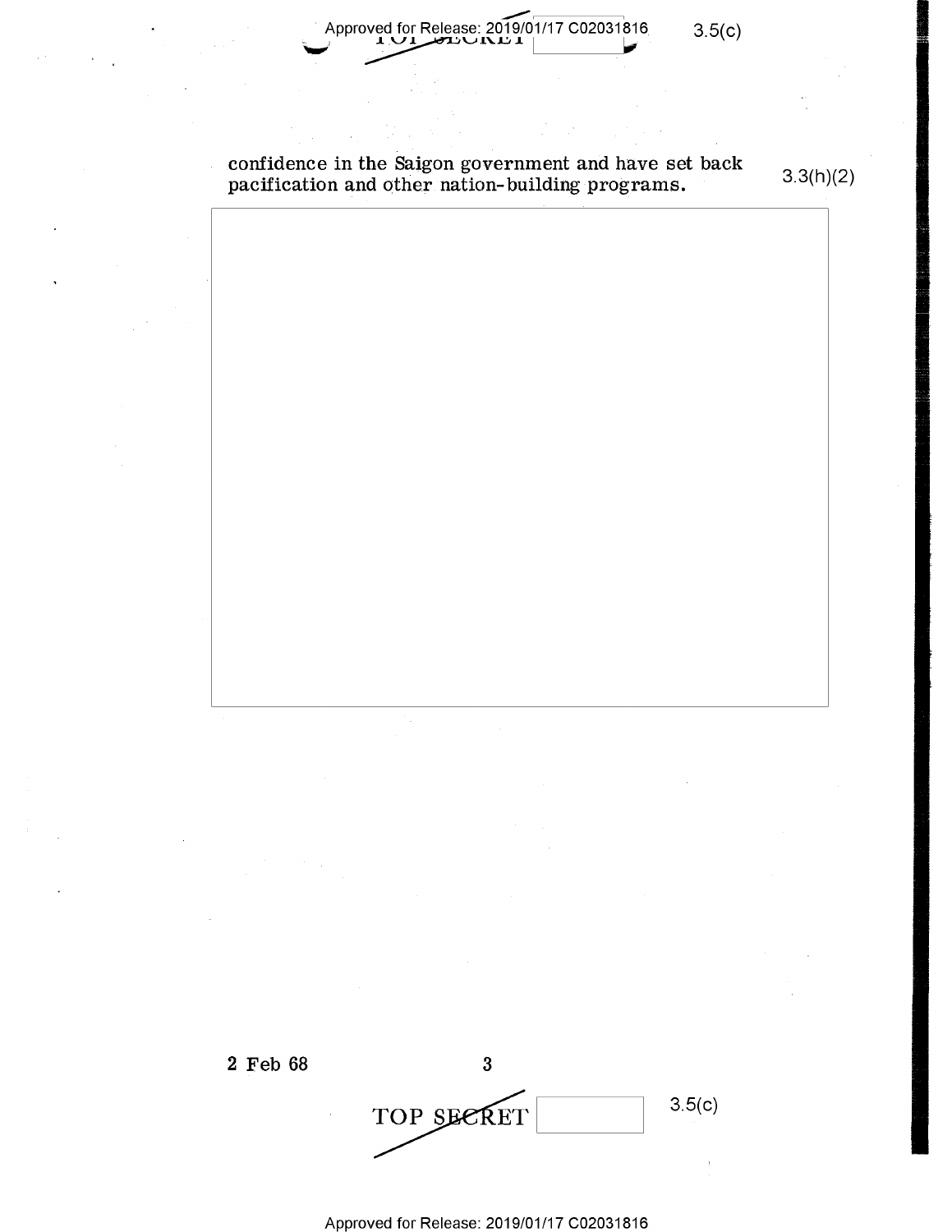confidence in the Saigon government and have set back pacification and other nation-building programs.

2 Feb 68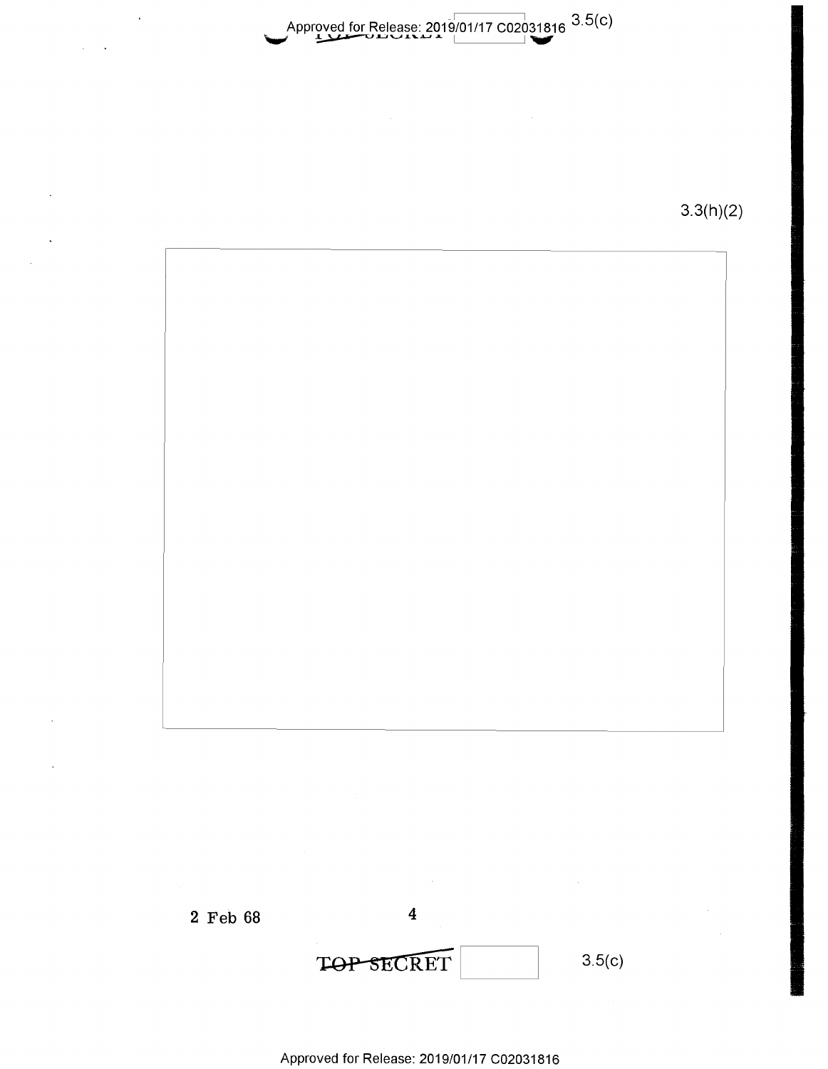3.5(c)

3.3(h)(2)

2 Feb 68

TOP SECRET

3.5(c)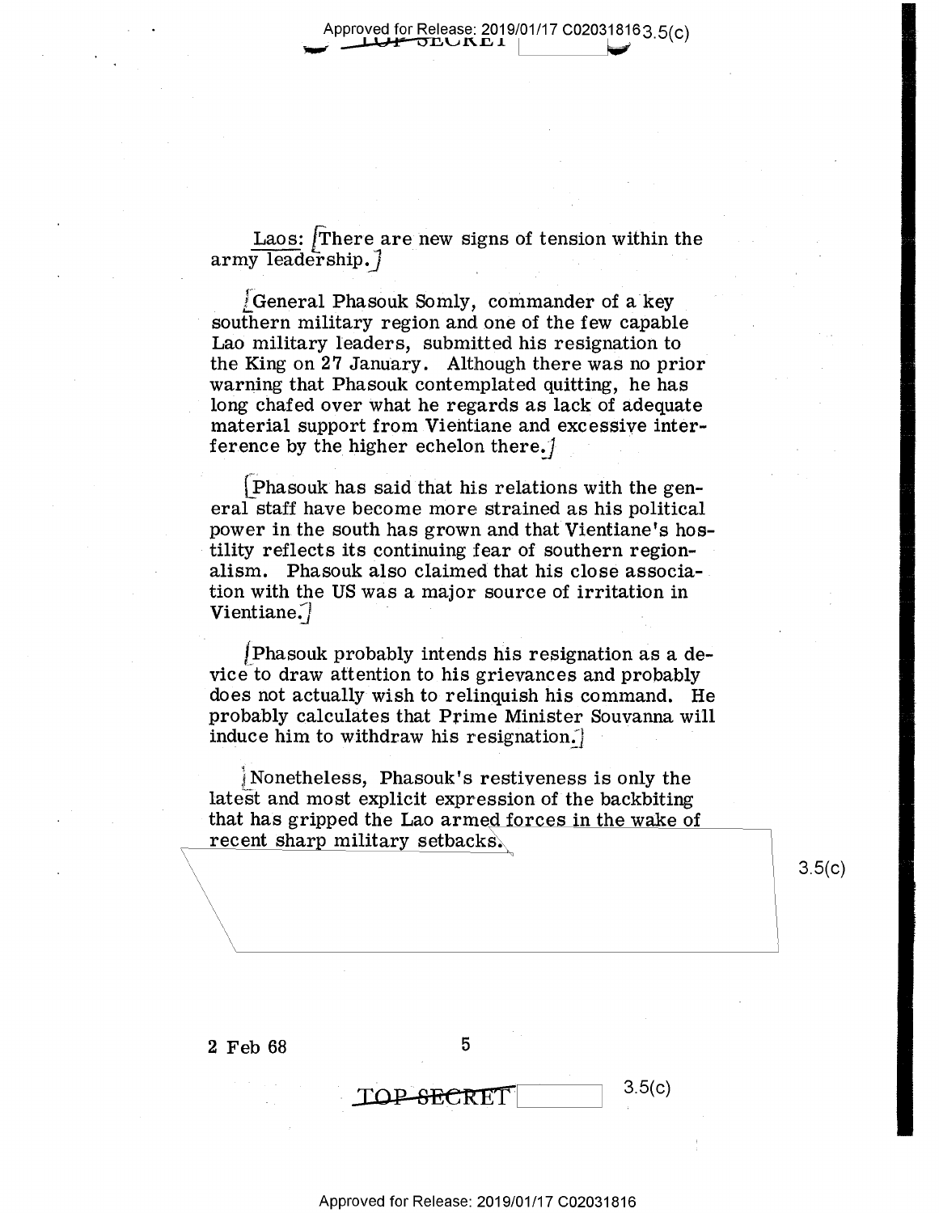Laos: There are new signs of tension within the army leadership.

General Phasouk Somly, commander of a key southern military region and one of the few capable Lao military leaders, submitted his resignation to the King on 27 January. Although there was no prior warning that Phasouk contemplated quitting, he has long chafed over what he regards as lack of adequate material support from Vientiane and excessive interference by the higher echelon there.

Phasouk has said that his relations with the general staff have become more strained as his political power in the south has grown and that Vientiane's hostility reflects its continuing fear of southern regionalism. Phasouk also claimed that his close association with the US was a major source of irritation in Vientiane.

Phasouk probably intends his resignation as a device to draw attention to his grievances and probably does not actually wish to relinquish his command. He probably calculates that Prime Minister Souvanna will induce him to withdraw his resignation.

Nonetheless, Phasouk's restiveness is only the latest and most explicit expression of the backbiting that has gripped the Lao armed forces in the wake of recent sharp military setbacks.

3.5(c)

2 Feb 68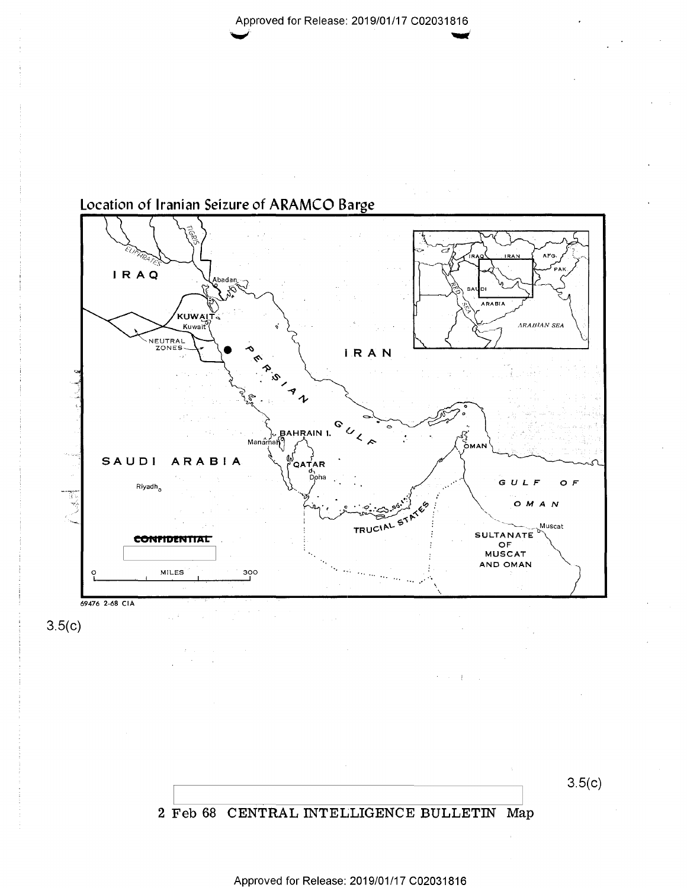## Location of Iranian Seizure of ARAMCO Barge

IRAQ

Abadan

KUWAIT

Kuwait

NEUTRAL ZONES

PERSIAN GULF

IRAN

BAHRAIN I.

Manamah

SAUDI ARABIA

QATAR

Doha

Riyadh

TRUCIAL STATES

OMAN

GULF OF OMAN

Muscat

SULTANATE OF MUSCAT AND OMAN

CONFIDENTIAL

MILES 0 300

69476 2-68 CIA

3.5(c)

3.5(c)

2 Feb 68 CENTRAL INTELLIGENCE BULLETIN Map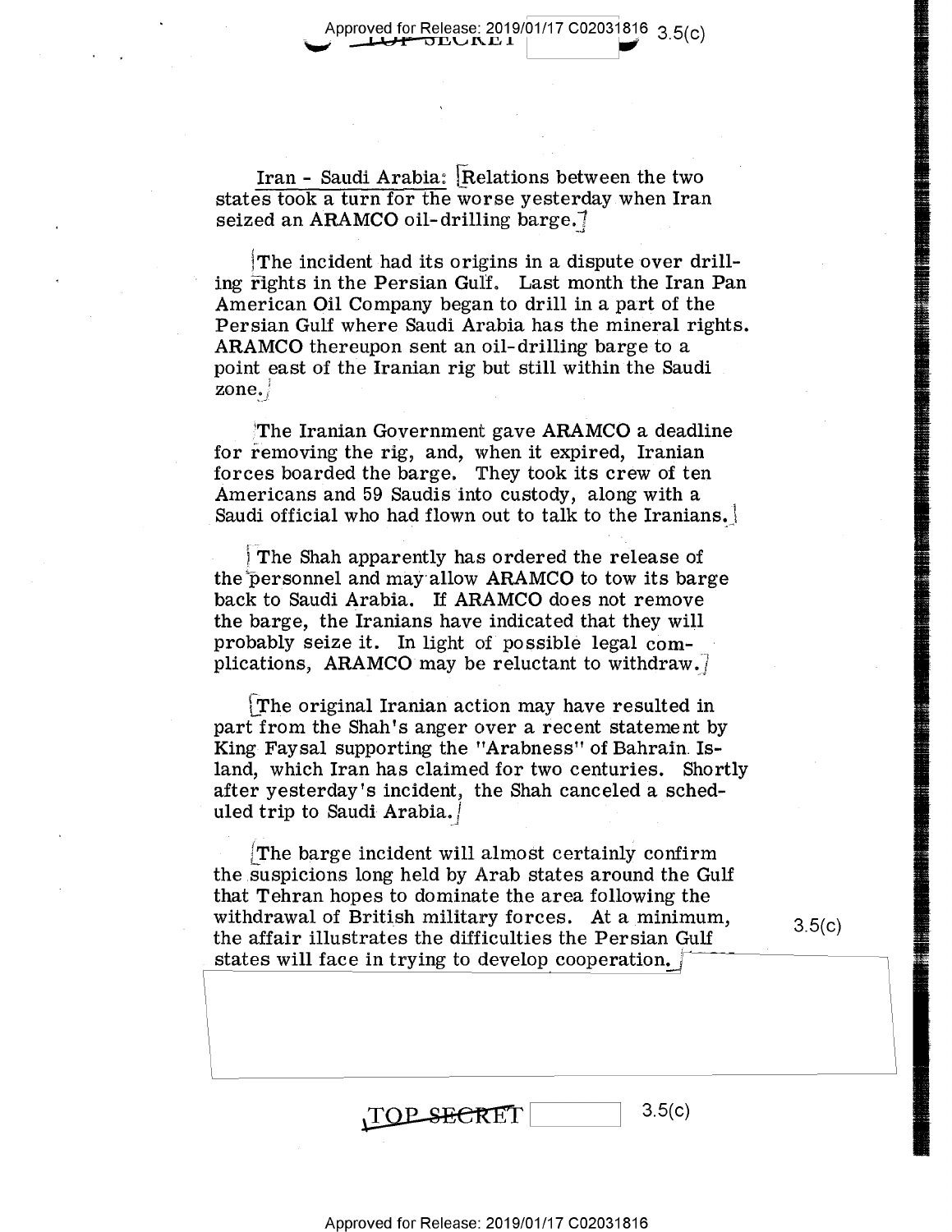Iran - Saudi Arabia: Relations between the two states took a turn for the worse yesterday when Iran seized an ARAMCO oil-drilling barge.

The incident had its origins in a dispute over drilling rights in the Persian Gulf. Last month the Iran Pan American Oil Company began to drill in a part of the Persian Gulf where Saudi Arabia has the mineral rights. ARAMCO thereupon sent an oil-drilling barge to a point east of the Iranian rig but still within the Saudi zone.

The Iranian Government gave ARAMCO a deadline for removing the rig, and, when it expired, Iranian forces boarded the barge. They took its crew of ten Americans and 59 Saudis into custody, along with a Saudi official who had flown out to talk to the Iranians.

The Shah apparently has ordered the release of the personnel and may allow ARAMCO to tow its barge back to Saudi Arabia. If ARAMCO does not remove the barge, the Iranians have indicated that they will probably seize it. In light of possible legal complications, ARAMCO may be reluctant to withdraw.

The original Iranian action may have resulted in part from the Shah's anger over a recent statement by King Faysal supporting the "Arabness" of Bahrain Island, which Iran has claimed for two centuries. Shortly after yesterday's incident, the Shah canceled a scheduled trip to Saudi Arabia.

The barge incident will almost certainly confirm the suspicions long held by Arab states around the Gulf that Tehran hopes to dominate the area following the withdrawal of British military forces. At a minimum, the affair illustrates the difficulties the Persian Gulf states will face in trying to develop cooperation.

3.5(c)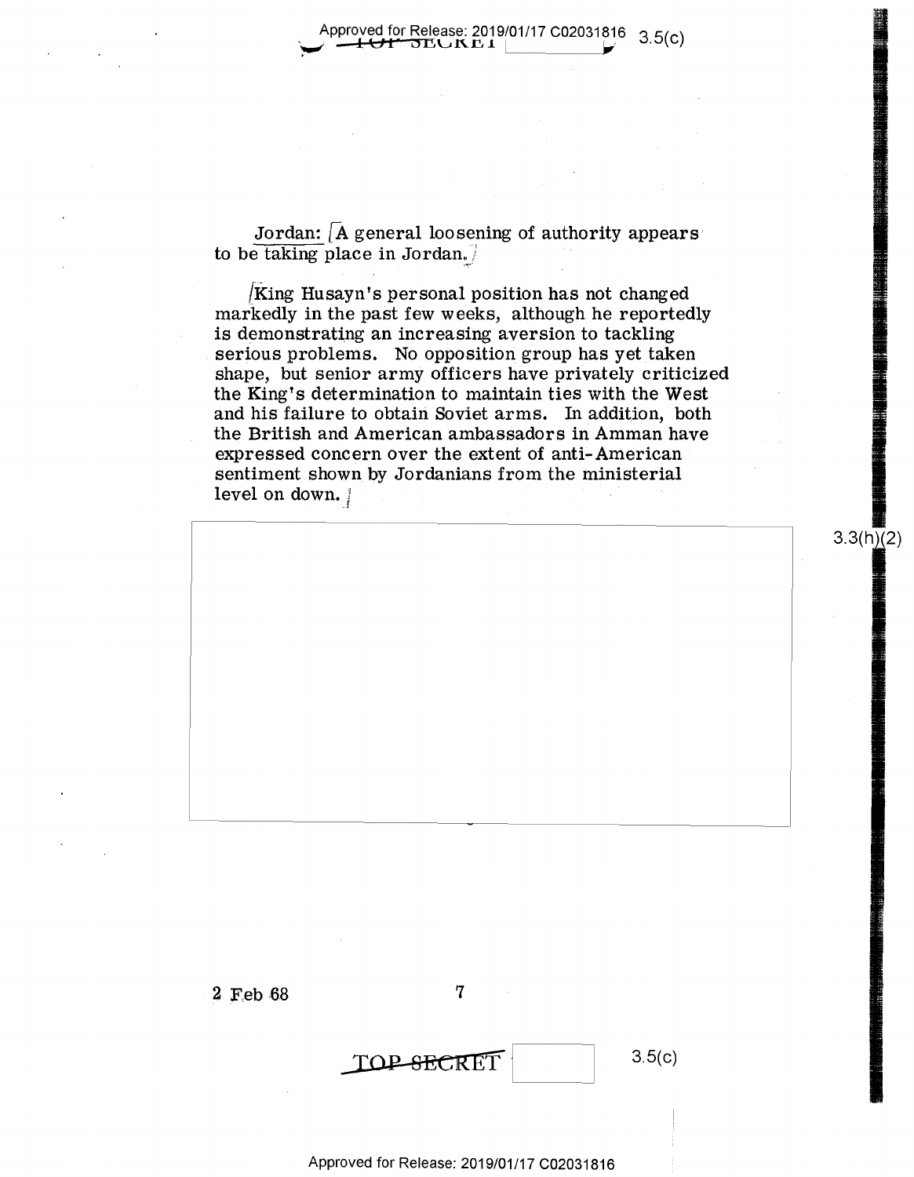Jordan: A general loosening of authority appears to be taking place in Jordan.

King Husayn's personal position has not changed markedly in the past few weeks, although he reportedly is demonstrating an increasing aversion to tackling serious problems. No opposition group has yet taken shape, but senior army officers have privately criticized the King's determination to maintain ties with the West and his failure to obtain Soviet arms. In addition, both the British and American ambassadors in Amman have expressed concern over the extent of anti-American sentiment shown by Jordanians from the ministerial level on down.

3.3(h)(2)

2 Feb 68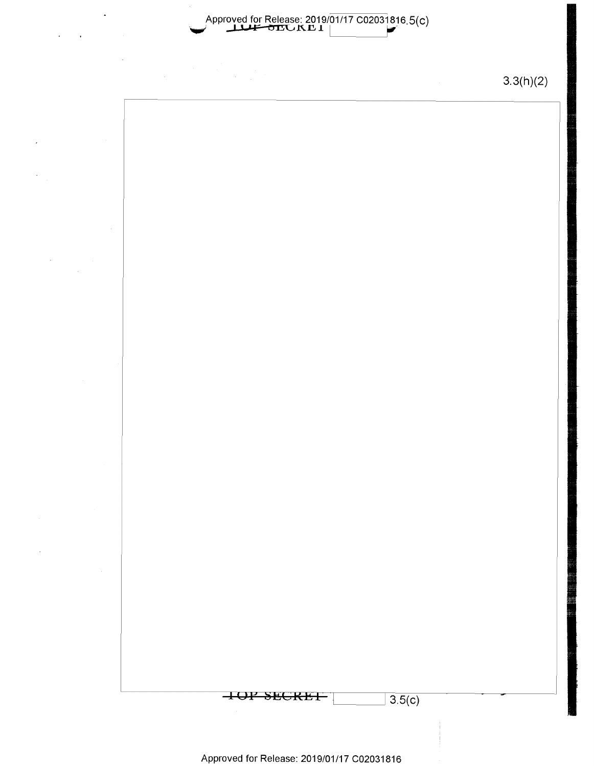3.3(h)(2)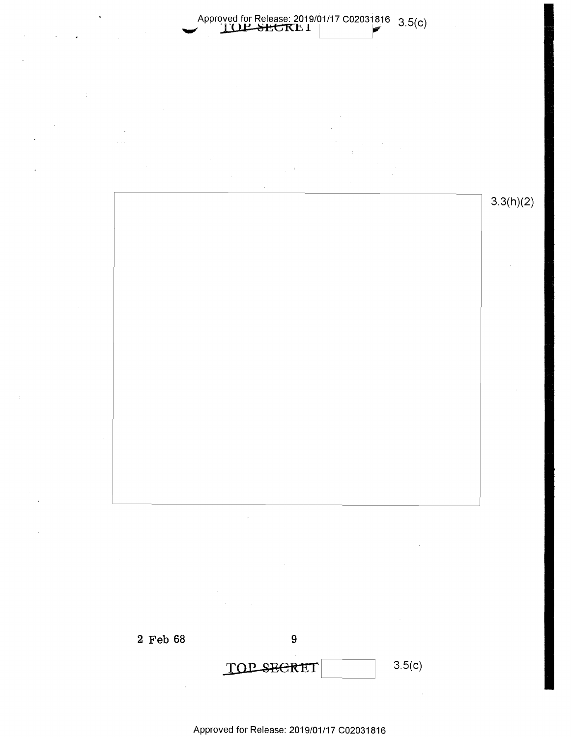3.3(h)(2)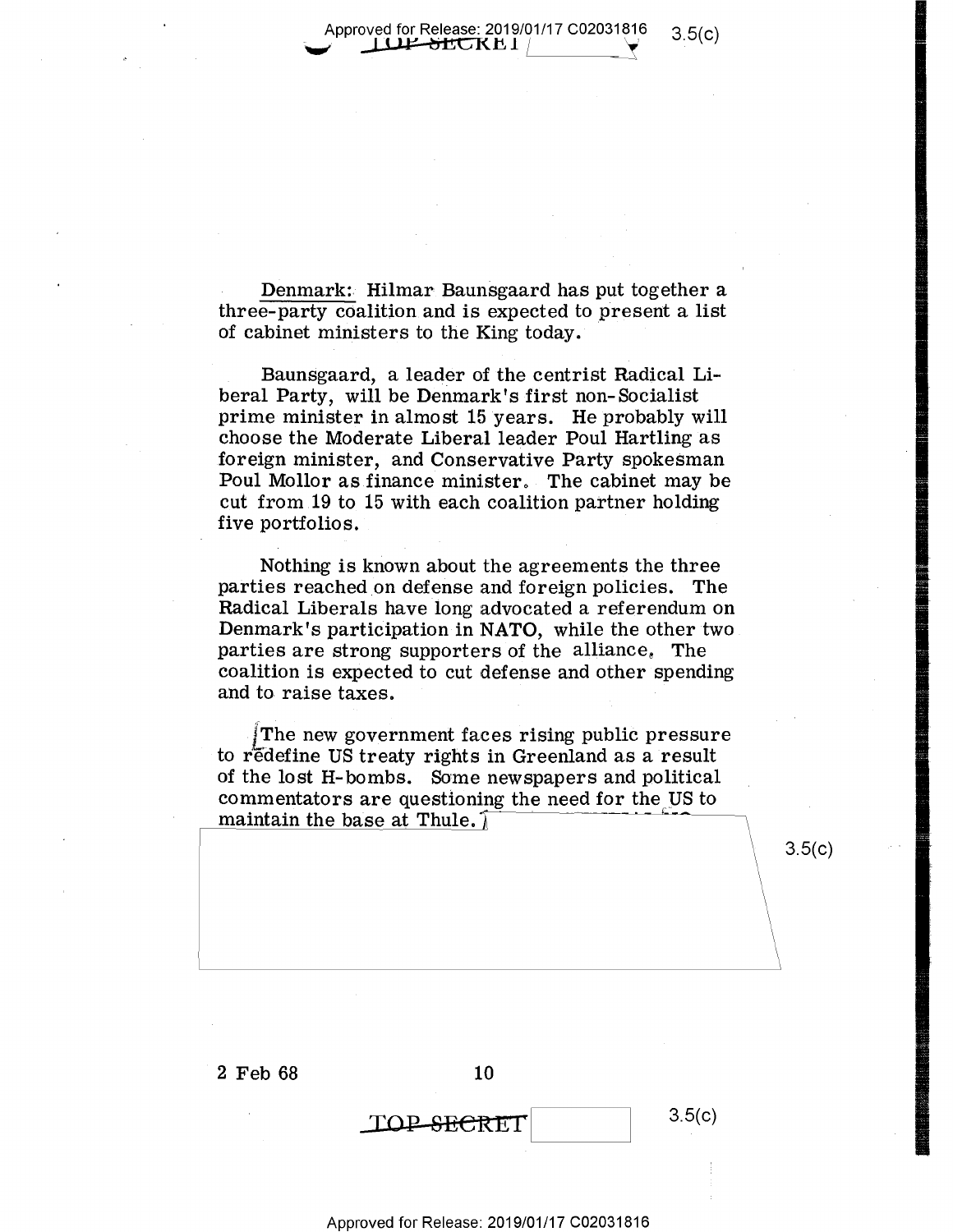Denmark: Hilmar Baunsgaard has put together a three-party coalition and is expected to present a list of cabinet ministers to the King today.

Baunsgaard, a leader of the centrist Radical Liberal Party, will be Denmark's first non-Socialist prime minister in almost 15 years. He probably will choose the Moderate Liberal leader Poul Hartling as foreign minister, and Conservative Party spokesman Poul Mollor as finance minister. The cabinet may be cut from 19 to 15 with each coalition partner holding five portfolios.

Nothing is known about the agreements the three parties reached on defense and foreign policies. The Radical Liberals have long advocated a referendum on Denmark's participation in NATO, while the other two parties are strong supporters of the alliance. The coalition is expected to cut defense and other spending and to raise taxes.

The new government faces rising public pressure to redefine US treaty rights in Greenland as a result of the lost H-bombs. Some newspapers and political commentators are questioning the need for the US to maintain the base at Thule.

3.5(c)

2 Feb 68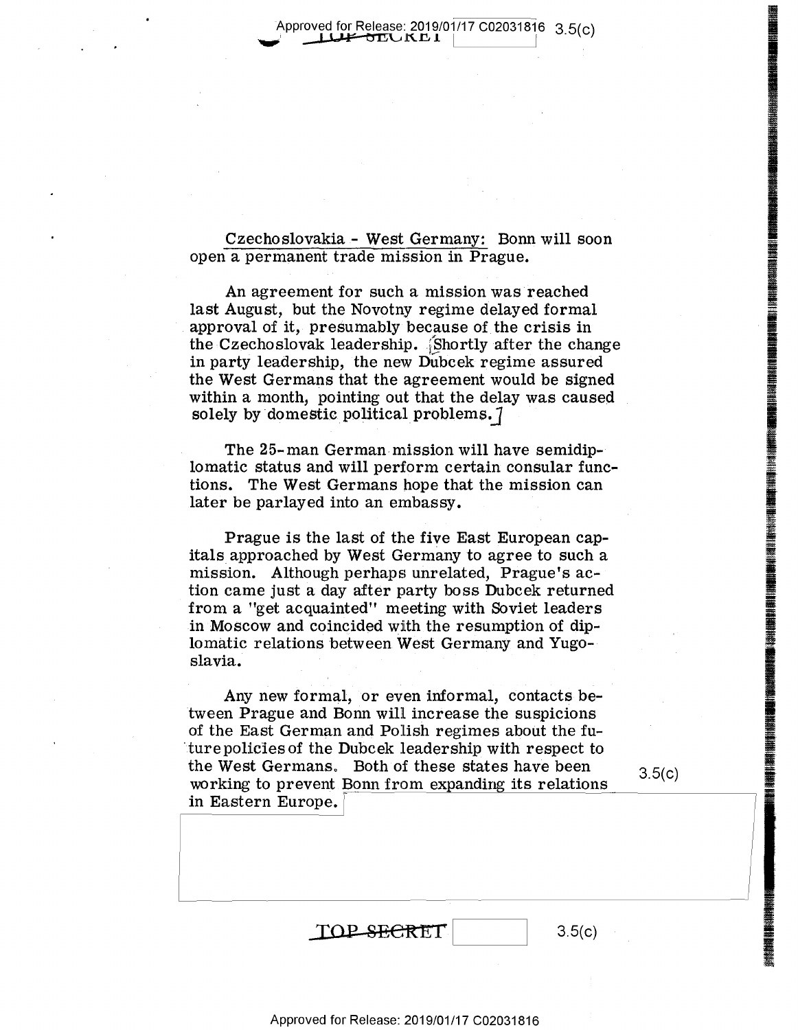Czechoslovakia - West Germany: Bonn will soon open a permanent trade mission in Prague.

An agreement for such a mission was reached last August, but the Novotny regime delayed formal approval of it, presumably because of the crisis in the Czechoslovak leadership. [Shortly after the change in party leadership, the new Dubcek regime assured the West Germans that the agreement would be signed within a month, pointing out that the delay was caused solely by domestic political problems.]

The 25-man German mission will have semidiplomatic status and will perform certain consular functions. The West Germans hope that the mission can later be parlayed into an embassy.

Prague is the last of the five East European capitals approached by West Germany to agree to such a mission. Although perhaps unrelated, Prague's action came just a day after party boss Dubcek returned from a "get acquainted" meeting with Soviet leaders in Moscow and coincided with the resumption of diplomatic relations between West Germany and Yugoslavia.

Any new formal, or even informal, contacts between Prague and Bonn will increase the suspicions of the East German and Polish regimes about the future policies of the Dubcek leadership with respect to the West Germans. Both of these states have been working to prevent Bonn from expanding its relations in Eastern Europe.

3.5(c)

TOP SECRET 3.5(c)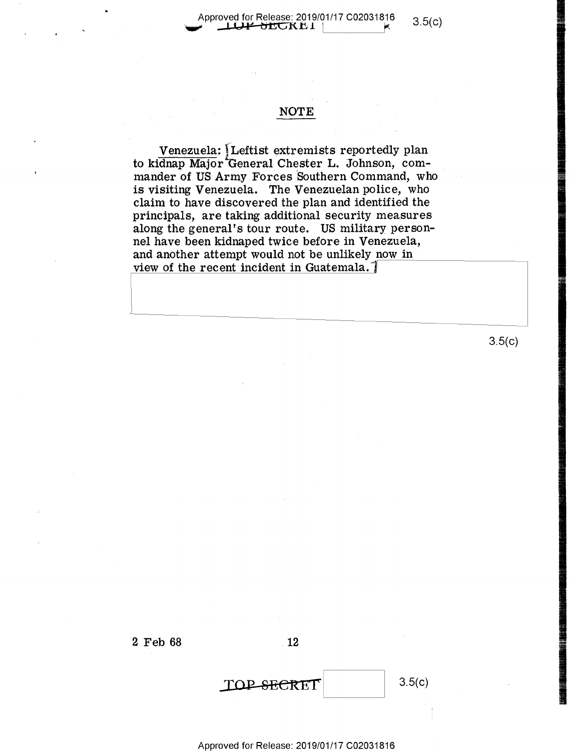## NOTE

Venezuela: Leftist extremists reportedly plan to kidnap Major General Chester L. Johnson, commander of US Army Forces Southern Command, who is visiting Venezuela. The Venezuelan police, who claim to have discovered the plan and identified the principals, are taking additional security measures along the general's tour route. US military personnel have been kidnaped twice before in Venezuela, and another attempt would not be unlikely now in view of the recent incident in Guatemala.

3.5(c)

2 Feb 68